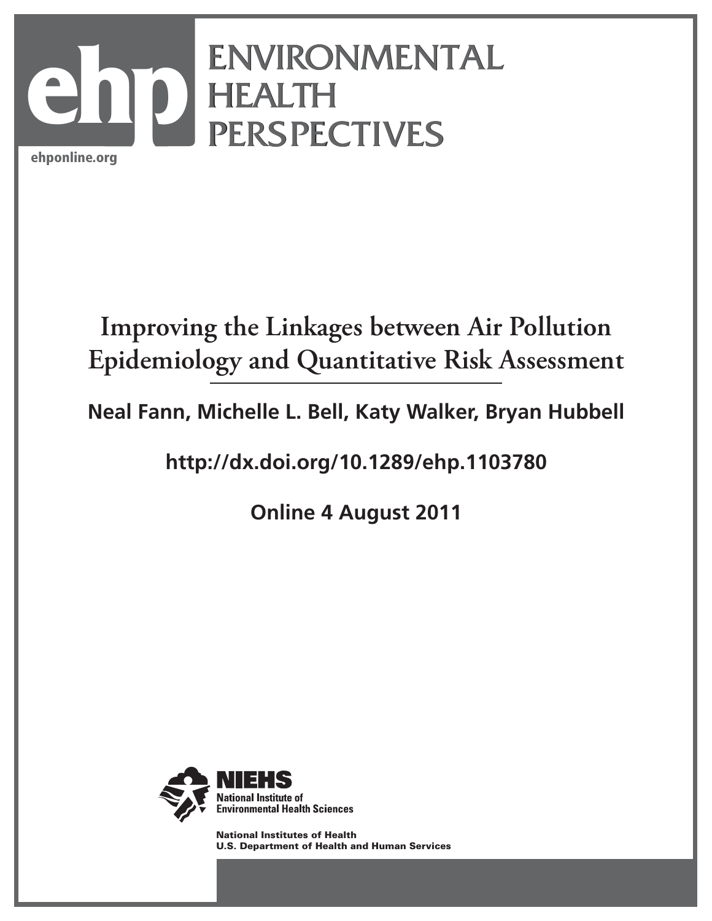ehponline.org

# ENVIRONMENTAL HEALTH PERSPECTIVES

# Improving the Linkages between Air Pollution Epidemiology and Quantitative Risk Assessment

**Neal Fann, Michelle L. Bell, Katy Walker, Bryan Hubbell**

**http://dx.doi.org/10.1289/ehp.1103780**

**Online 4 August 2011**

NIEHS
National Institute of Environmental Health Sciences

National Institutes of Health
U.S. Department of Health and Human Services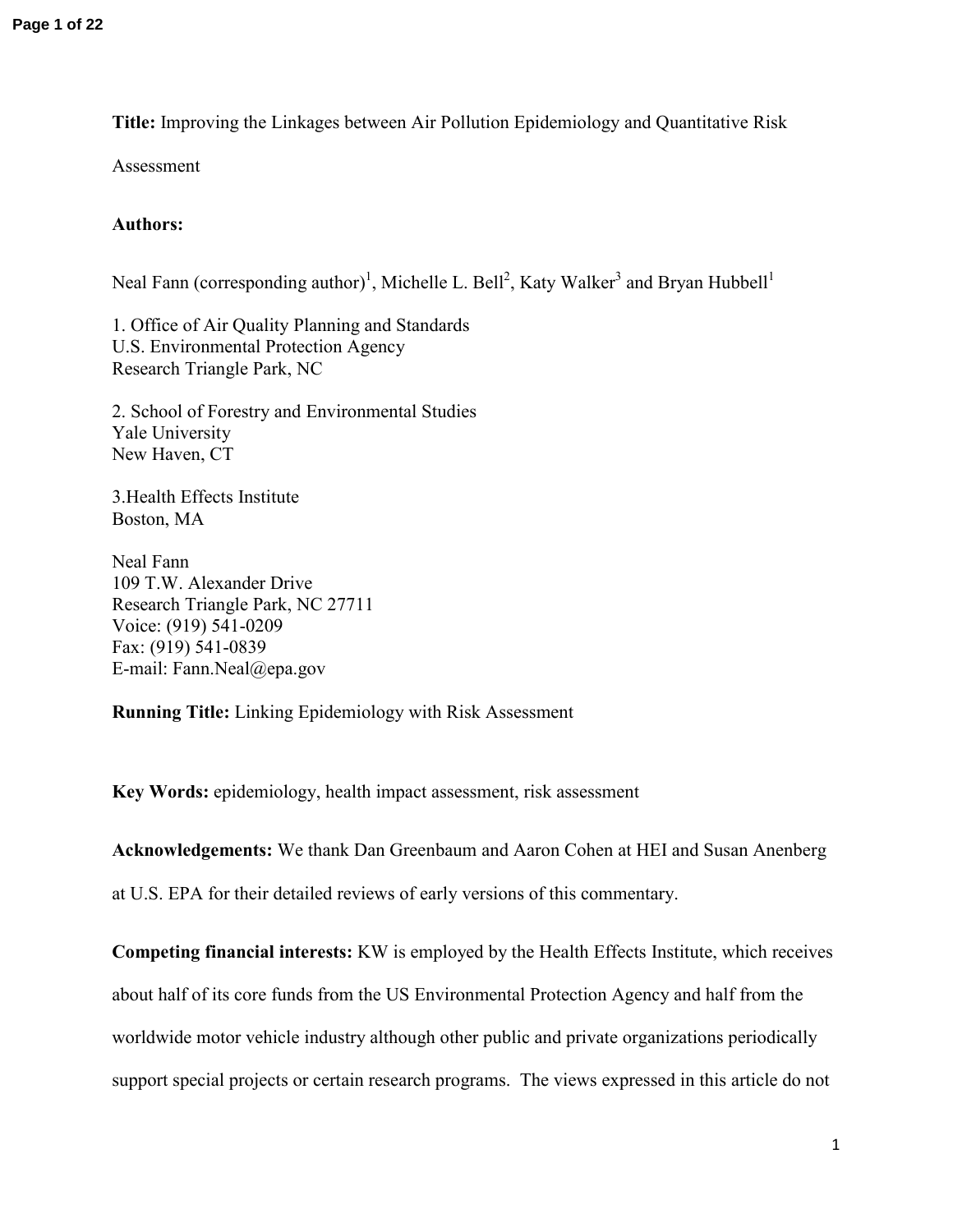**Title:** Improving the Linkages between Air Pollution Epidemiology and Quantitative Risk Assessment

**Authors:**

Neal Fann (corresponding author)[1], Michelle L. Bell[2], Katy Walker[3] and Bryan Hubbell[1]

1. Office of Air Quality Planning and Standards
U.S. Environmental Protection Agency
Research Triangle Park, NC

2. School of Forestry and Environmental Studies
Yale University
New Haven, CT

3. Health Effects Institute
Boston, MA

Neal Fann
109 T.W. Alexander Drive
Research Triangle Park, NC 27711
Voice: (919) 541-0209
Fax: (919) 541-0839
E-mail: Fann.Neal@epa.gov

**Running Title:** Linking Epidemiology with Risk Assessment

**Key Words:** epidemiology, health impact assessment, risk assessment

**Acknowledgements:** We thank Dan Greenbaum and Aaron Cohen at HEI and Susan Anenberg at U.S. EPA for their detailed reviews of early versions of this commentary.

**Competing financial interests:** KW is employed by the Health Effects Institute, which receives about half of its core funds from the US Environmental Protection Agency and half from the worldwide motor vehicle industry although other public and private organizations periodically support special projects or certain research programs. The views expressed in this article do not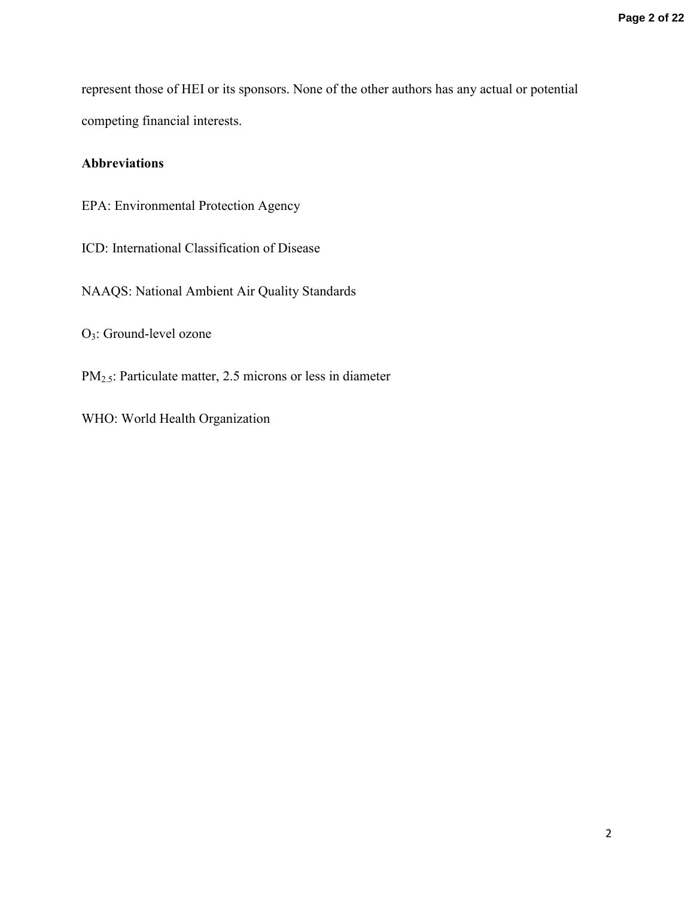represent those of HEI or its sponsors. None of the other authors has any actual or potential competing financial interests.

**Abbreviations**

EPA: Environmental Protection Agency

ICD: International Classification of Disease

NAAQS: National Ambient Air Quality Standards

$O_3$: Ground-level ozone

$PM_{2.5}$: Particulate matter, 2.5 microns or less in diameter

WHO: World Health Organization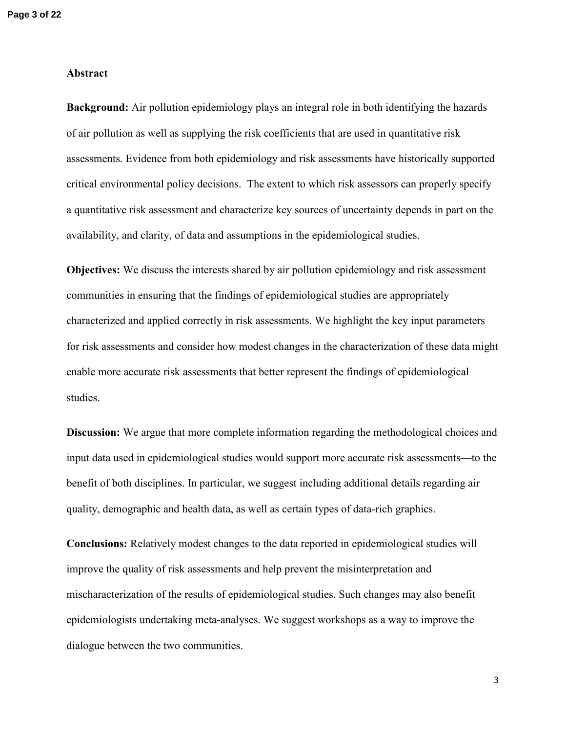## Abstract

**Background:** Air pollution epidemiology plays an integral role in both identifying the hazards of air pollution as well as supplying the risk coefficients that are used in quantitative risk assessments. Evidence from both epidemiology and risk assessments have historically supported critical environmental policy decisions. The extent to which risk assessors can properly specify a quantitative risk assessment and characterize key sources of uncertainty depends in part on the availability, and clarity, of data and assumptions in the epidemiological studies.

**Objectives:** We discuss the interests shared by air pollution epidemiology and risk assessment communities in ensuring that the findings of epidemiological studies are appropriately characterized and applied correctly in risk assessments. We highlight the key input parameters for risk assessments and consider how modest changes in the characterization of these data might enable more accurate risk assessments that better represent the findings of epidemiological studies.

**Discussion:** We argue that more complete information regarding the methodological choices and input data used in epidemiological studies would support more accurate risk assessments—to the benefit of both disciplines. In particular, we suggest including additional details regarding air quality, demographic and health data, as well as certain types of data-rich graphics.

**Conclusions:** Relatively modest changes to the data reported in epidemiological studies will improve the quality of risk assessments and help prevent the misinterpretation and mischaracterization of the results of epidemiological studies. Such changes may also benefit epidemiologists undertaking meta-analyses. We suggest workshops as a way to improve the dialogue between the two communities.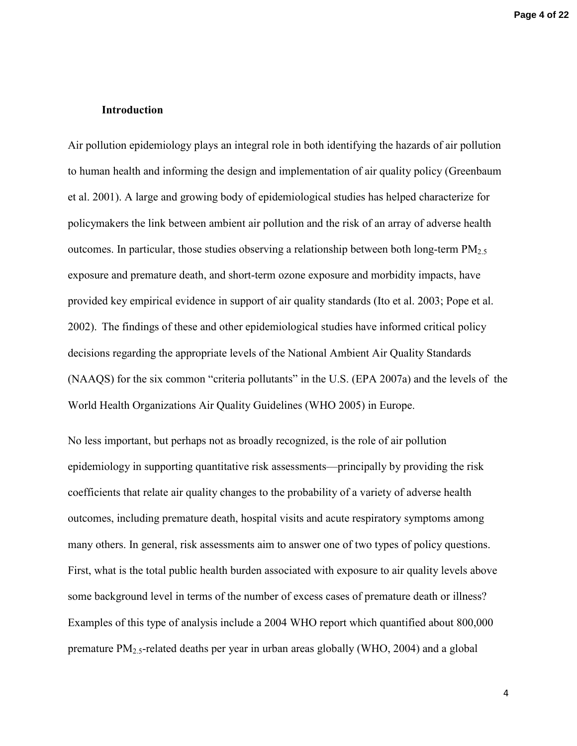## Introduction

Air pollution epidemiology plays an integral role in both identifying the hazards of air pollution to human health and informing the design and implementation of air quality policy (Greenbaum et al. 2001). A large and growing body of epidemiological studies has helped characterize for policymakers the link between ambient air pollution and the risk of an array of adverse health outcomes. In particular, those studies observing a relationship between both long-term $PM_{2.5}$ exposure and premature death, and short-term ozone exposure and morbidity impacts, have provided key empirical evidence in support of air quality standards (Ito et al. 2003; Pope et al. 2002). The findings of these and other epidemiological studies have informed critical policy decisions regarding the appropriate levels of the National Ambient Air Quality Standards (NAAQS) for the six common "criteria pollutants" in the U.S. (EPA 2007a) and the levels of the World Health Organizations Air Quality Guidelines (WHO 2005) in Europe.

No less important, but perhaps not as broadly recognized, is the role of air pollution epidemiology in supporting quantitative risk assessments—principally by providing the risk coefficients that relate air quality changes to the probability of a variety of adverse health outcomes, including premature death, hospital visits and acute respiratory symptoms among many others. In general, risk assessments aim to answer one of two types of policy questions. First, what is the total public health burden associated with exposure to air quality levels above some background level in terms of the number of excess cases of premature death or illness? Examples of this type of analysis include a 2004 WHO report which quantified about 800,000 premature $PM_{2.5}$-related deaths per year in urban areas globally (WHO, 2004) and a global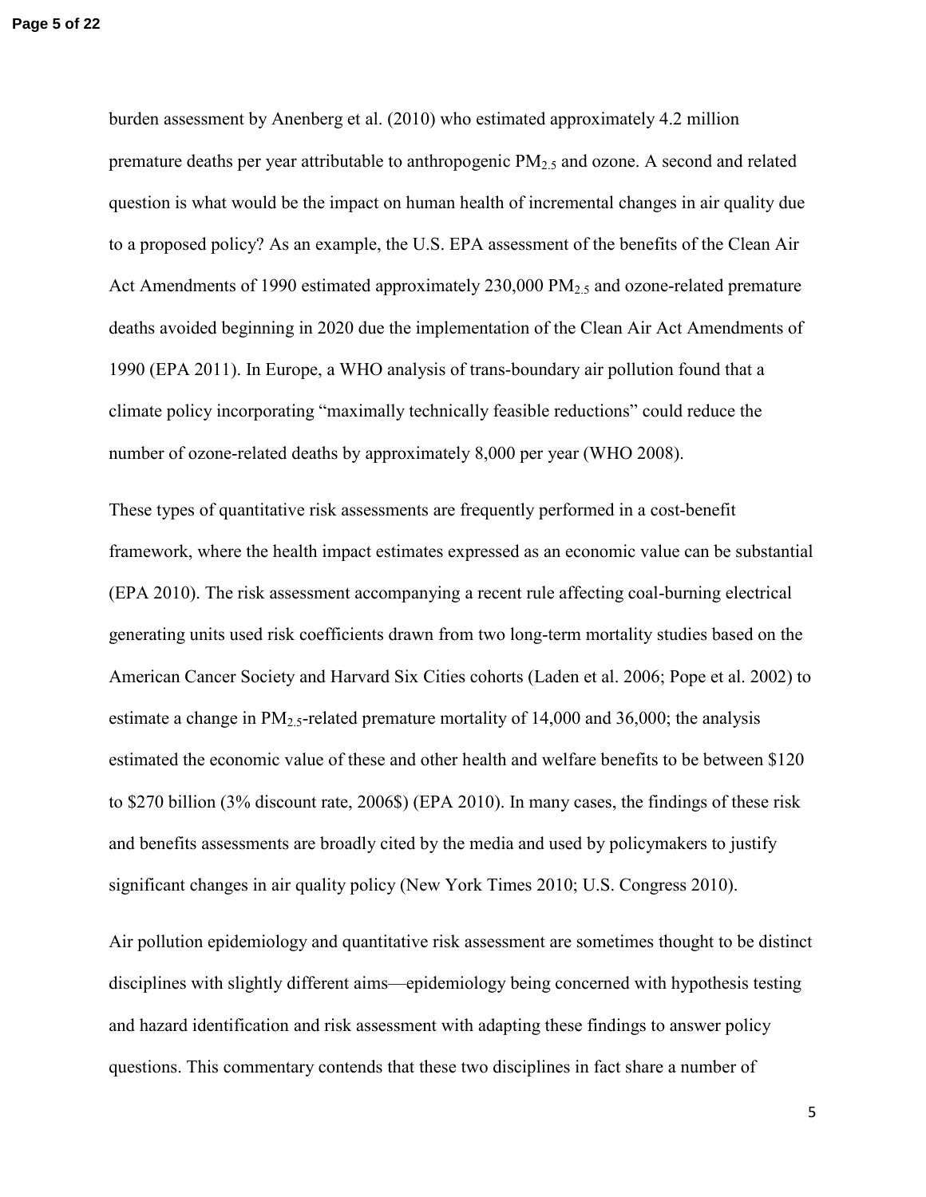burden assessment by Anenberg et al. (2010) who estimated approximately 4.2 million premature deaths per year attributable to anthropogenic $PM_{2.5}$ and ozone. A second and related question is what would be the impact on human health of incremental changes in air quality due to a proposed policy? As an example, the U.S. EPA assessment of the benefits of the Clean Air Act Amendments of 1990 estimated approximately 230,000 $PM_{2.5}$ and ozone-related premature deaths avoided beginning in 2020 due the implementation of the Clean Air Act Amendments of 1990 (EPA 2011). In Europe, a WHO analysis of trans-boundary air pollution found that a climate policy incorporating "maximally technically feasible reductions" could reduce the number of ozone-related deaths by approximately 8,000 per year (WHO 2008).

These types of quantitative risk assessments are frequently performed in a cost-benefit framework, where the health impact estimates expressed as an economic value can be substantial (EPA 2010). The risk assessment accompanying a recent rule affecting coal-burning electrical generating units used risk coefficients drawn from two long-term mortality studies based on the American Cancer Society and Harvard Six Cities cohorts (Laden et al. 2006; Pope et al. 2002) to estimate a change in $PM_{2.5}$-related premature mortality of 14,000 and 36,000; the analysis estimated the economic value of these and other health and welfare benefits to be between $120 to $270 billion (3% discount rate, 2006$) (EPA 2010). In many cases, the findings of these risk and benefits assessments are broadly cited by the media and used by policymakers to justify significant changes in air quality policy (New York Times 2010; U.S. Congress 2010).

Air pollution epidemiology and quantitative risk assessment are sometimes thought to be distinct disciplines with slightly different aims—epidemiology being concerned with hypothesis testing and hazard identification and risk assessment with adapting these findings to answer policy questions. This commentary contends that these two disciplines in fact share a number of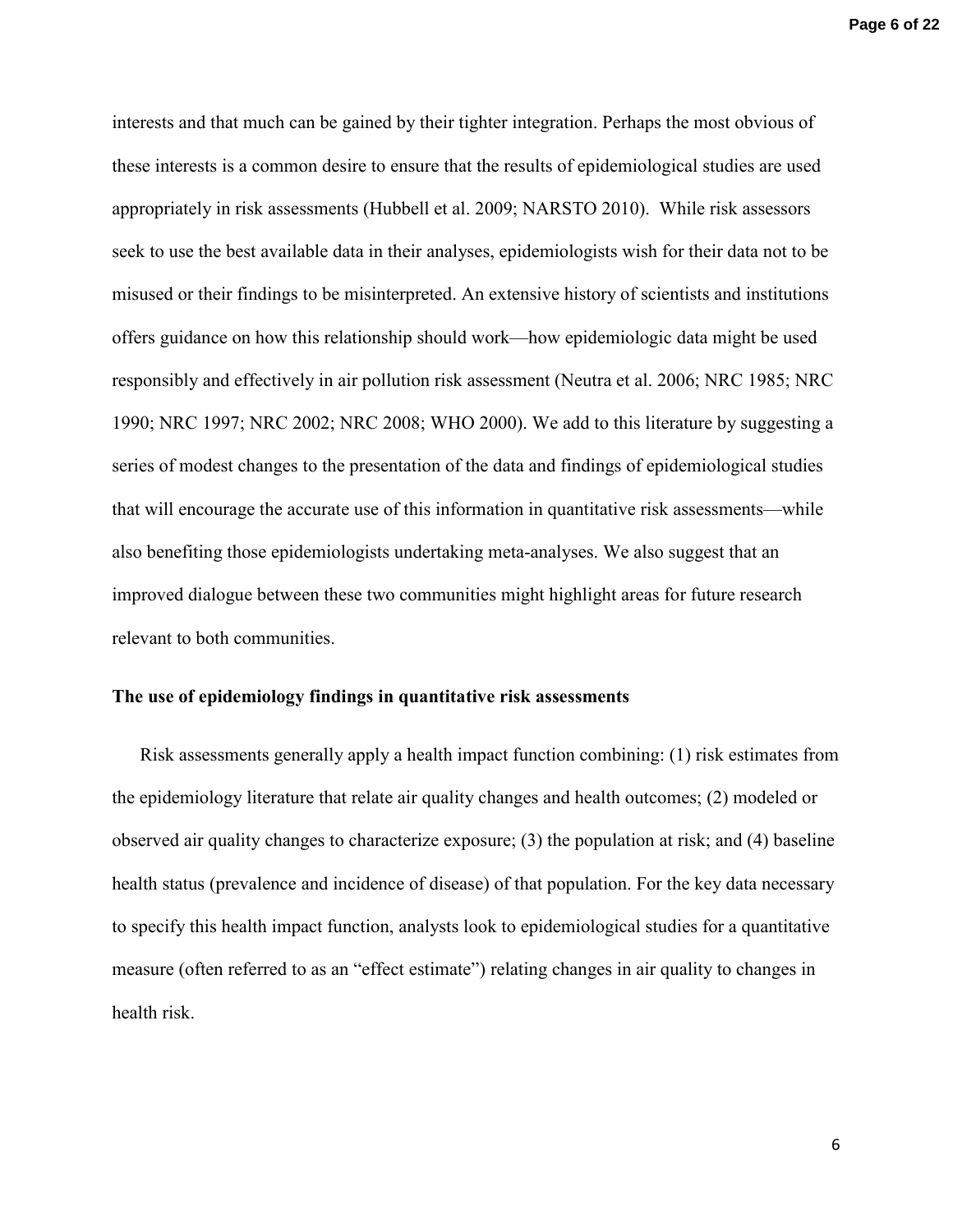interests and that much can be gained by their tighter integration. Perhaps the most obvious of these interests is a common desire to ensure that the results of epidemiological studies are used appropriately in risk assessments (Hubbell et al. 2009; NARSTO 2010). While risk assessors seek to use the best available data in their analyses, epidemiologists wish for their data not to be misused or their findings to be misinterpreted. An extensive history of scientists and institutions offers guidance on how this relationship should work—how epidemiologic data might be used responsibly and effectively in air pollution risk assessment (Neutra et al. 2006; NRC 1985; NRC 1990; NRC 1997; NRC 2002; NRC 2008; WHO 2000). We add to this literature by suggesting a series of modest changes to the presentation of the data and findings of epidemiological studies that will encourage the accurate use of this information in quantitative risk assessments—while also benefiting those epidemiologists undertaking meta-analyses. We also suggest that an improved dialogue between these two communities might highlight areas for future research relevant to both communities.

**The use of epidemiology findings in quantitative risk assessments**

Risk assessments generally apply a health impact function combining: (1) risk estimates from the epidemiology literature that relate air quality changes and health outcomes; (2) modeled or observed air quality changes to characterize exposure; (3) the population at risk; and (4) baseline health status (prevalence and incidence of disease) of that population. For the key data necessary to specify this health impact function, analysts look to epidemiological studies for a quantitative measure (often referred to as an "effect estimate") relating changes in air quality to changes in health risk.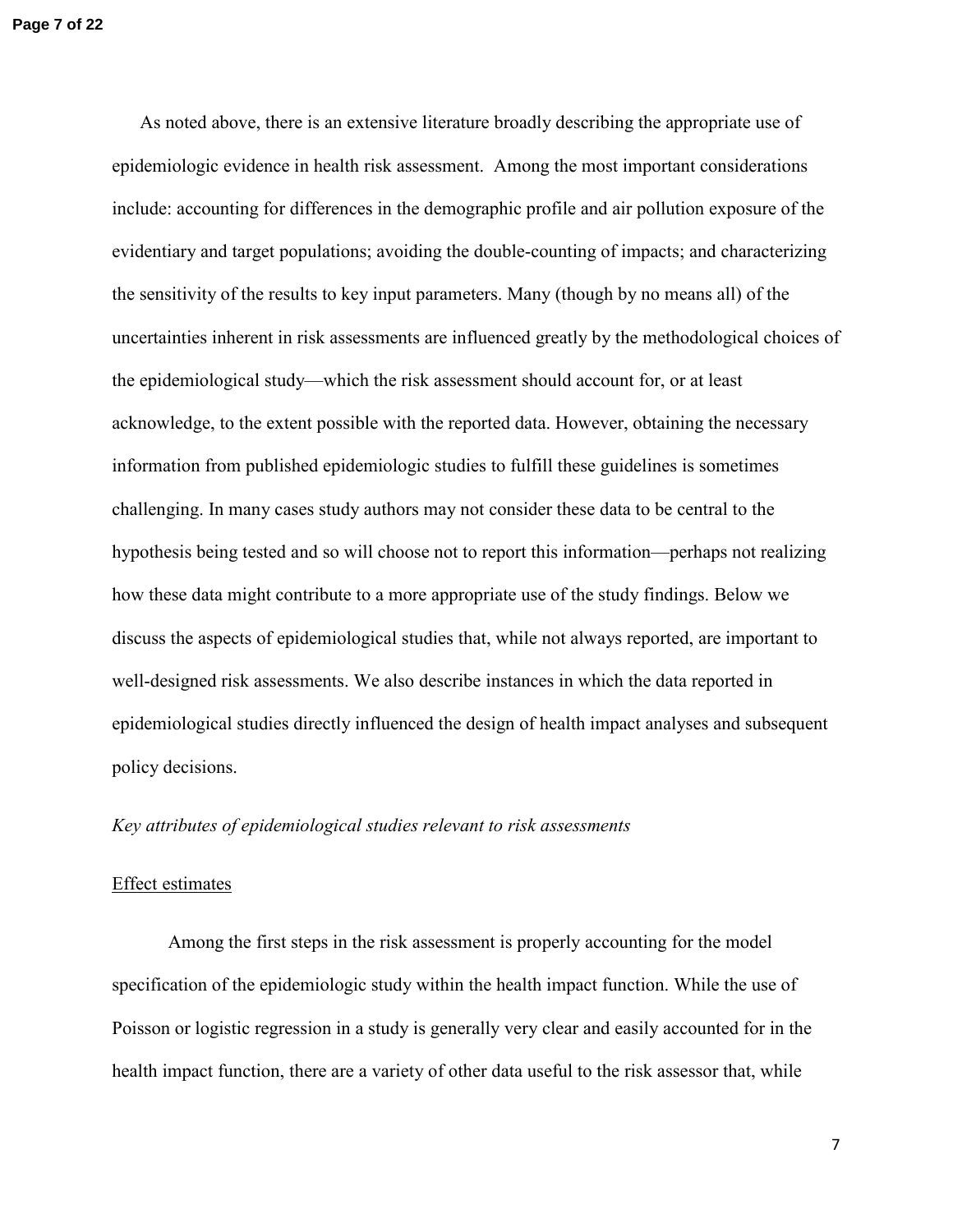As noted above, there is an extensive literature broadly describing the appropriate use of epidemiologic evidence in health risk assessment. Among the most important considerations include: accounting for differences in the demographic profile and air pollution exposure of the evidentiary and target populations; avoiding the double-counting of impacts; and characterizing the sensitivity of the results to key input parameters. Many (though by no means all) of the uncertainties inherent in risk assessments are influenced greatly by the methodological choices of the epidemiological study—which the risk assessment should account for, or at least acknowledge, to the extent possible with the reported data. However, obtaining the necessary information from published epidemiologic studies to fulfill these guidelines is sometimes challenging. In many cases study authors may not consider these data to be central to the hypothesis being tested and so will choose not to report this information—perhaps not realizing how these data might contribute to a more appropriate use of the study findings. Below we discuss the aspects of epidemiological studies that, while not always reported, are important to well-designed risk assessments. We also describe instances in which the data reported in epidemiological studies directly influenced the design of health impact analyses and subsequent policy decisions.

*Key attributes of epidemiological studies relevant to risk assessments*

<u>Effect estimates</u>

Among the first steps in the risk assessment is properly accounting for the model specification of the epidemiologic study within the health impact function. While the use of Poisson or logistic regression in a study is generally very clear and easily accounted for in the health impact function, there are a variety of other data useful to the risk assessor that, while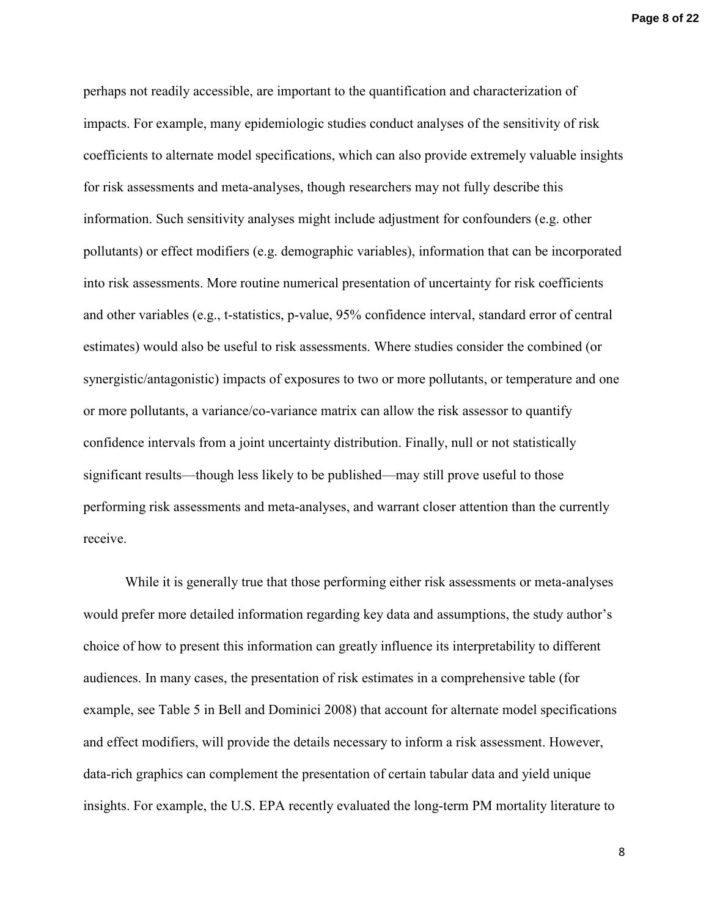perhaps not readily accessible, are important to the quantification and characterization of impacts. For example, many epidemiologic studies conduct analyses of the sensitivity of risk coefficients to alternate model specifications, which can also provide extremely valuable insights for risk assessments and meta-analyses, though researchers may not fully describe this information. Such sensitivity analyses might include adjustment for confounders (e.g. other pollutants) or effect modifiers (e.g. demographic variables), information that can be incorporated into risk assessments. More routine numerical presentation of uncertainty for risk coefficients and other variables (e.g., t-statistics, p-value, 95% confidence interval, standard error of central estimates) would also be useful to risk assessments. Where studies consider the combined (or synergistic/antagonistic) impacts of exposures to two or more pollutants, or temperature and one or more pollutants, a variance/co-variance matrix can allow the risk assessor to quantify confidence intervals from a joint uncertainty distribution. Finally, null or not statistically significant results—though less likely to be published—may still prove useful to those performing risk assessments and meta-analyses, and warrant closer attention than the currently receive.

While it is generally true that those performing either risk assessments or meta-analyses would prefer more detailed information regarding key data and assumptions, the study author's choice of how to present this information can greatly influence its interpretability to different audiences. In many cases, the presentation of risk estimates in a comprehensive table (for example, see Table 5 in Bell and Dominici 2008) that account for alternate model specifications and effect modifiers, will provide the details necessary to inform a risk assessment. However, data-rich graphics can complement the presentation of certain tabular data and yield unique insights. For example, the U.S. EPA recently evaluated the long-term PM mortality literature to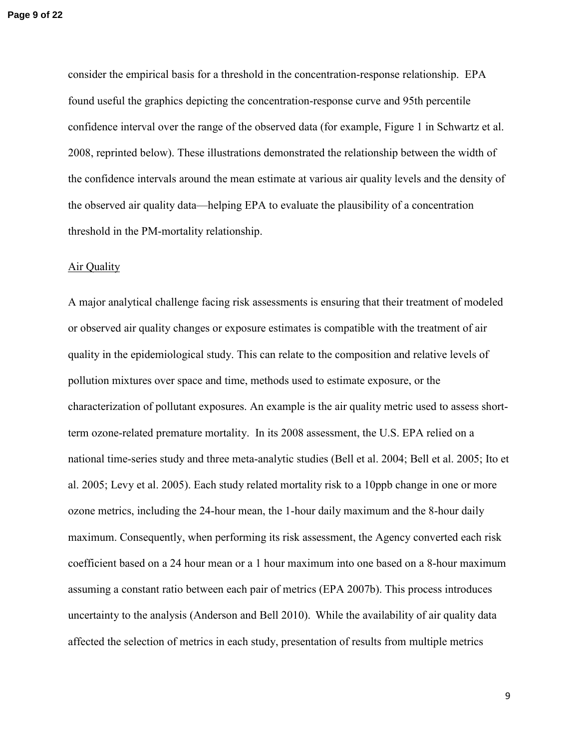consider the empirical basis for a threshold in the concentration-response relationship. EPA found useful the graphics depicting the concentration-response curve and 95th percentile confidence interval over the range of the observed data (for example, Figure 1 in Schwartz et al. 2008, reprinted below). These illustrations demonstrated the relationship between the width of the confidence intervals around the mean estimate at various air quality levels and the density of the observed air quality data—helping EPA to evaluate the plausibility of a concentration threshold in the PM-mortality relationship.

Air Quality

A major analytical challenge facing risk assessments is ensuring that their treatment of modeled or observed air quality changes or exposure estimates is compatible with the treatment of air quality in the epidemiological study. This can relate to the composition and relative levels of pollution mixtures over space and time, methods used to estimate exposure, or the characterization of pollutant exposures. An example is the air quality metric used to assess short-term ozone-related premature mortality. In its 2008 assessment, the U.S. EPA relied on a national time-series study and three meta-analytic studies (Bell et al. 2004; Bell et al. 2005; Ito et al. 2005; Levy et al. 2005). Each study related mortality risk to a 10ppb change in one or more ozone metrics, including the 24-hour mean, the 1-hour daily maximum and the 8-hour daily maximum. Consequently, when performing its risk assessment, the Agency converted each risk coefficient based on a 24 hour mean or a 1 hour maximum into one based on a 8-hour maximum assuming a constant ratio between each pair of metrics (EPA 2007b). This process introduces uncertainty to the analysis (Anderson and Bell 2010). While the availability of air quality data affected the selection of metrics in each study, presentation of results from multiple metrics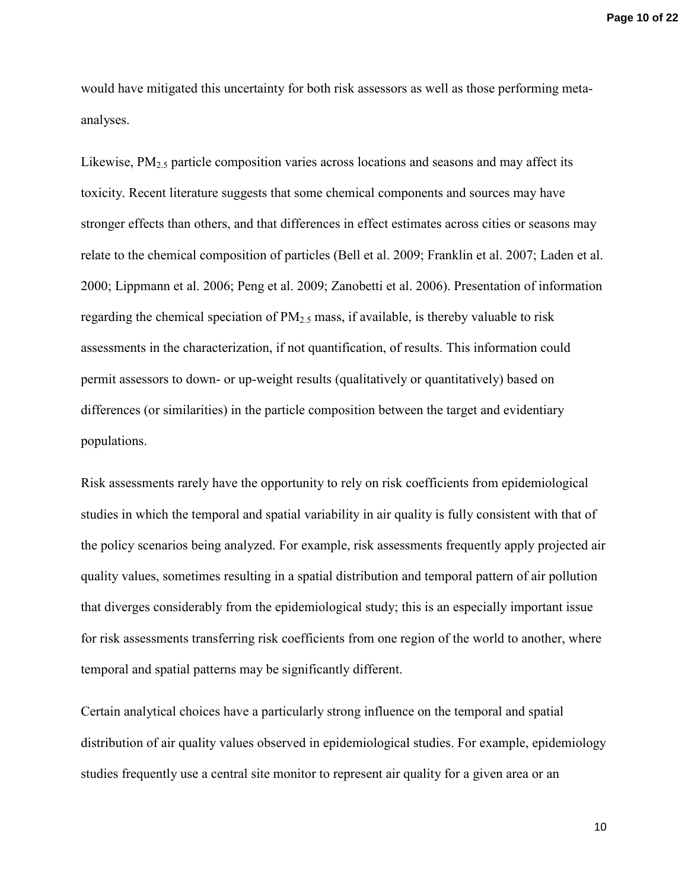would have mitigated this uncertainty for both risk assessors as well as those performing meta-analyses.

Likewise, $PM_{2.5}$ particle composition varies across locations and seasons and may affect its toxicity. Recent literature suggests that some chemical components and sources may have stronger effects than others, and that differences in effect estimates across cities or seasons may relate to the chemical composition of particles (Bell et al. 2009; Franklin et al. 2007; Laden et al. 2000; Lippmann et al. 2006; Peng et al. 2009; Zanobetti et al. 2006). Presentation of information regarding the chemical speciation of $PM_{2.5}$ mass, if available, is thereby valuable to risk assessments in the characterization, if not quantification, of results. This information could permit assessors to down- or up-weight results (qualitatively or quantitatively) based on differences (or similarities) in the particle composition between the target and evidentiary populations.

Risk assessments rarely have the opportunity to rely on risk coefficients from epidemiological studies in which the temporal and spatial variability in air quality is fully consistent with that of the policy scenarios being analyzed. For example, risk assessments frequently apply projected air quality values, sometimes resulting in a spatial distribution and temporal pattern of air pollution that diverges considerably from the epidemiological study; this is an especially important issue for risk assessments transferring risk coefficients from one region of the world to another, where temporal and spatial patterns may be significantly different.

Certain analytical choices have a particularly strong influence on the temporal and spatial distribution of air quality values observed in epidemiological studies. For example, epidemiology studies frequently use a central site monitor to represent air quality for a given area or an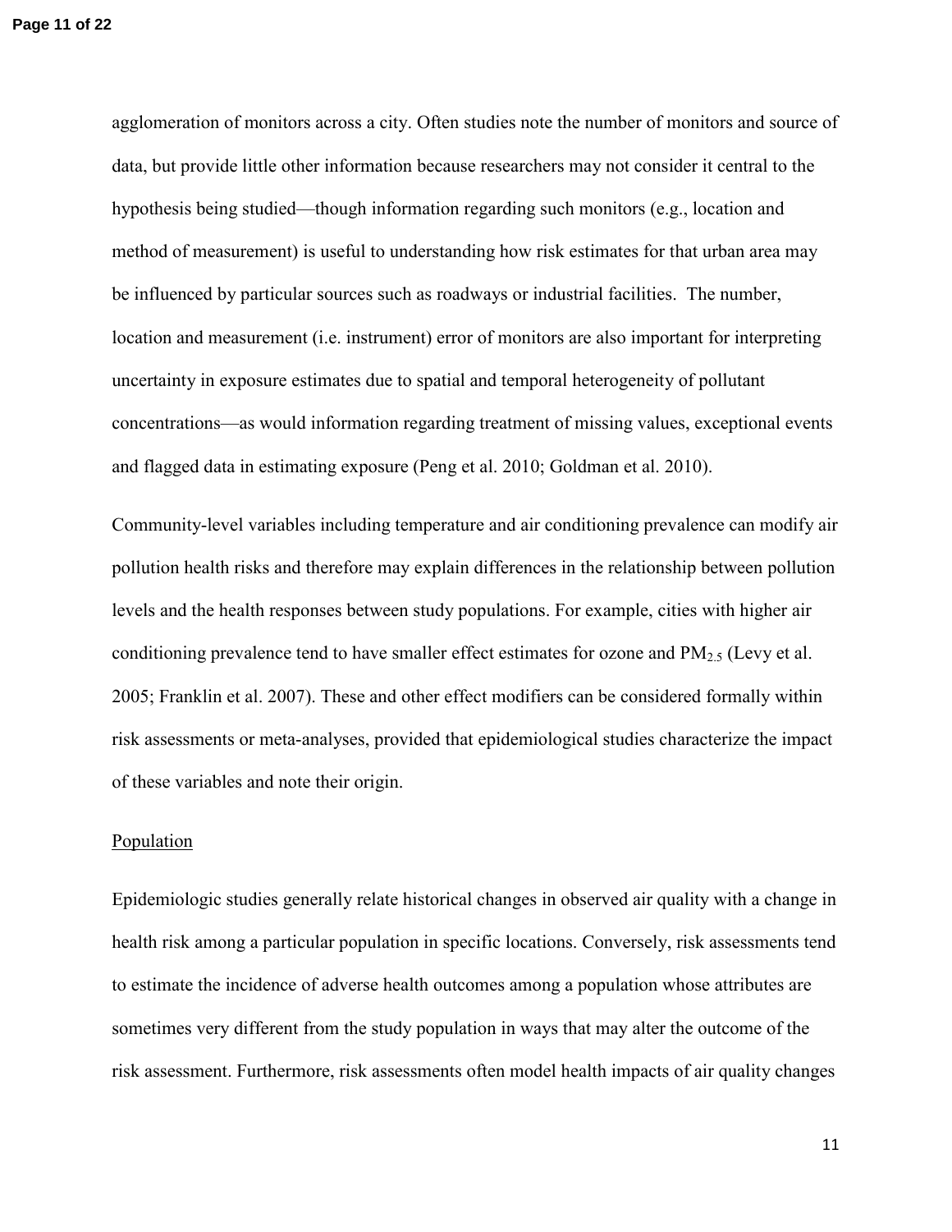agglomeration of monitors across a city. Often studies note the number of monitors and source of data, but provide little other information because researchers may not consider it central to the hypothesis being studied—though information regarding such monitors (e.g., location and method of measurement) is useful to understanding how risk estimates for that urban area may be influenced by particular sources such as roadways or industrial facilities. The number, location and measurement (i.e. instrument) error of monitors are also important for interpreting uncertainty in exposure estimates due to spatial and temporal heterogeneity of pollutant concentrations—as would information regarding treatment of missing values, exceptional events and flagged data in estimating exposure (Peng et al. 2010; Goldman et al. 2010).

Community-level variables including temperature and air conditioning prevalence can modify air pollution health risks and therefore may explain differences in the relationship between pollution levels and the health responses between study populations. For example, cities with higher air conditioning prevalence tend to have smaller effect estimates for ozone and $PM_{2.5}$ (Levy et al. 2005; Franklin et al. 2007). These and other effect modifiers can be considered formally within risk assessments or meta-analyses, provided that epidemiological studies characterize the impact of these variables and note their origin.

## Population

Epidemiologic studies generally relate historical changes in observed air quality with a change in health risk among a particular population in specific locations. Conversely, risk assessments tend to estimate the incidence of adverse health outcomes among a population whose attributes are sometimes very different from the study population in ways that may alter the outcome of the risk assessment. Furthermore, risk assessments often model health impacts of air quality changes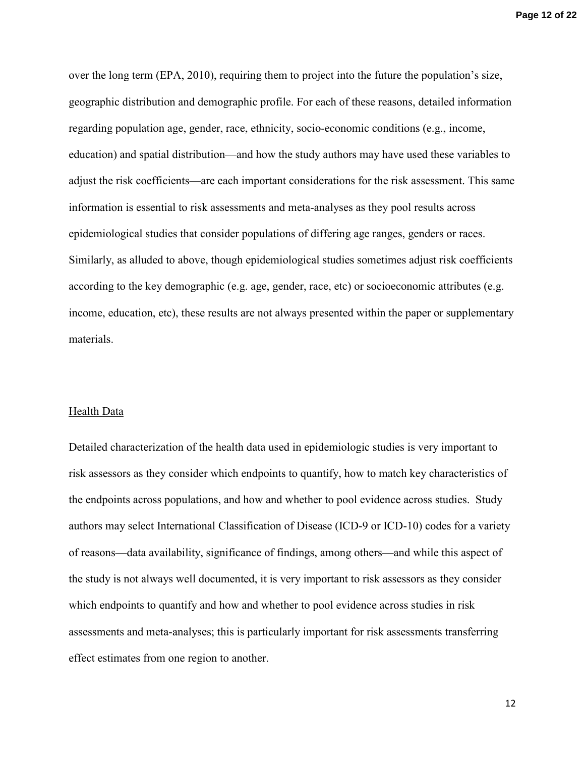over the long term (EPA, 2010), requiring them to project into the future the population's size, geographic distribution and demographic profile. For each of these reasons, detailed information regarding population age, gender, race, ethnicity, socio-economic conditions (e.g., income, education) and spatial distribution—and how the study authors may have used these variables to adjust the risk coefficients—are each important considerations for the risk assessment. This same information is essential to risk assessments and meta-analyses as they pool results across epidemiological studies that consider populations of differing age ranges, genders or races. Similarly, as alluded to above, though epidemiological studies sometimes adjust risk coefficients according to the key demographic (e.g. age, gender, race, etc) or socioeconomic attributes (e.g. income, education, etc), these results are not always presented within the paper or supplementary materials.

## Health Data

Detailed characterization of the health data used in epidemiologic studies is very important to risk assessors as they consider which endpoints to quantify, how to match key characteristics of the endpoints across populations, and how and whether to pool evidence across studies. Study authors may select International Classification of Disease (ICD-9 or ICD-10) codes for a variety of reasons—data availability, significance of findings, among others—and while this aspect of the study is not always well documented, it is very important to risk assessors as they consider which endpoints to quantify and how and whether to pool evidence across studies in risk assessments and meta-analyses; this is particularly important for risk assessments transferring effect estimates from one region to another.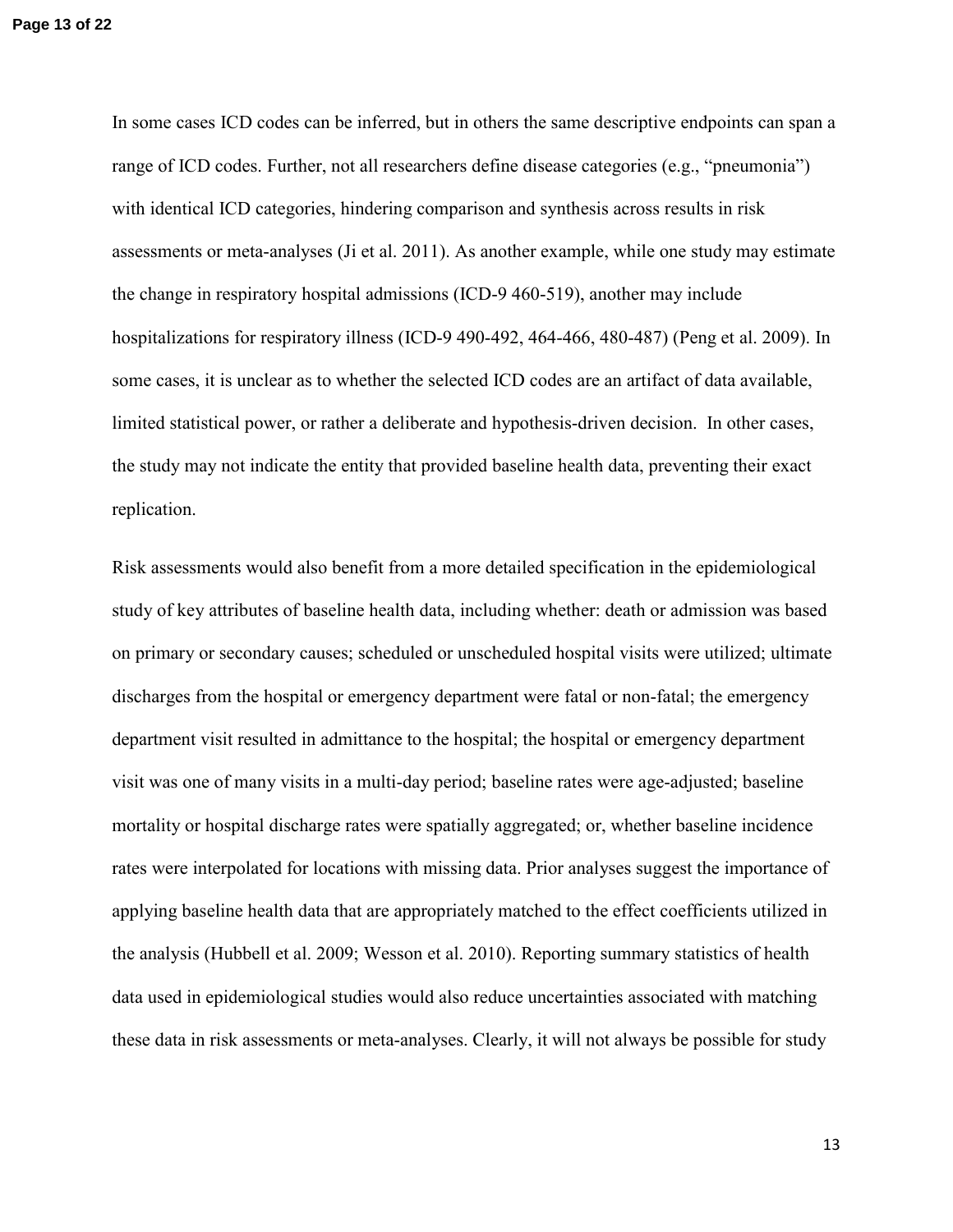In some cases ICD codes can be inferred, but in others the same descriptive endpoints can span a range of ICD codes. Further, not all researchers define disease categories (e.g., "pneumonia") with identical ICD categories, hindering comparison and synthesis across results in risk assessments or meta-analyses (Ji et al. 2011). As another example, while one study may estimate the change in respiratory hospital admissions (ICD-9 460-519), another may include hospitalizations for respiratory illness (ICD-9 490-492, 464-466, 480-487) (Peng et al. 2009). In some cases, it is unclear as to whether the selected ICD codes are an artifact of data available, limited statistical power, or rather a deliberate and hypothesis-driven decision. In other cases, the study may not indicate the entity that provided baseline health data, preventing their exact replication.

Risk assessments would also benefit from a more detailed specification in the epidemiological study of key attributes of baseline health data, including whether: death or admission was based on primary or secondary causes; scheduled or unscheduled hospital visits were utilized; ultimate discharges from the hospital or emergency department were fatal or non-fatal; the emergency department visit resulted in admittance to the hospital; the hospital or emergency department visit was one of many visits in a multi-day period; baseline rates were age-adjusted; baseline mortality or hospital discharge rates were spatially aggregated; or, whether baseline incidence rates were interpolated for locations with missing data. Prior analyses suggest the importance of applying baseline health data that are appropriately matched to the effect coefficients utilized in the analysis (Hubbell et al. 2009; Wesson et al. 2010). Reporting summary statistics of health data used in epidemiological studies would also reduce uncertainties associated with matching these data in risk assessments or meta-analyses. Clearly, it will not always be possible for study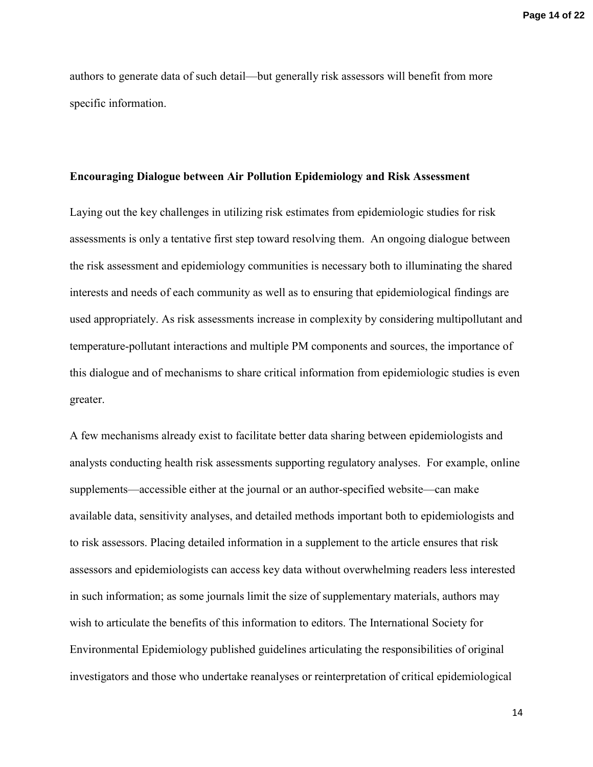authors to generate data of such detail—but generally risk assessors will benefit from more specific information.

## Encouraging Dialogue between Air Pollution Epidemiology and Risk Assessment

Laying out the key challenges in utilizing risk estimates from epidemiologic studies for risk assessments is only a tentative first step toward resolving them. An ongoing dialogue between the risk assessment and epidemiology communities is necessary both to illuminating the shared interests and needs of each community as well as to ensuring that epidemiological findings are used appropriately. As risk assessments increase in complexity by considering multipollutant and temperature-pollutant interactions and multiple PM components and sources, the importance of this dialogue and of mechanisms to share critical information from epidemiologic studies is even greater.

A few mechanisms already exist to facilitate better data sharing between epidemiologists and analysts conducting health risk assessments supporting regulatory analyses. For example, online supplements—accessible either at the journal or an author-specified website—can make available data, sensitivity analyses, and detailed methods important both to epidemiologists and to risk assessors. Placing detailed information in a supplement to the article ensures that risk assessors and epidemiologists can access key data without overwhelming readers less interested in such information; as some journals limit the size of supplementary materials, authors may wish to articulate the benefits of this information to editors. The International Society for Environmental Epidemiology published guidelines articulating the responsibilities of original investigators and those who undertake reanalyses or reinterpretation of critical epidemiological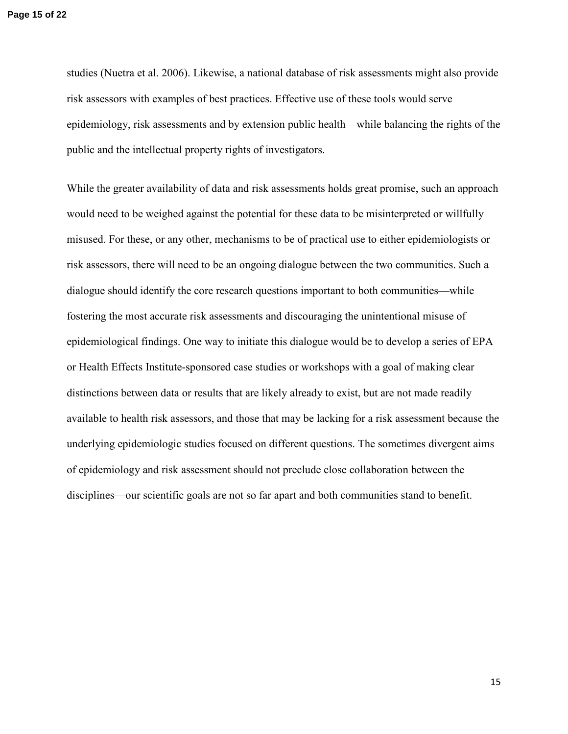studies (Nuetra et al. 2006). Likewise, a national database of risk assessments might also provide risk assessors with examples of best practices. Effective use of these tools would serve epidemiology, risk assessments and by extension public health—while balancing the rights of the public and the intellectual property rights of investigators.

While the greater availability of data and risk assessments holds great promise, such an approach would need to be weighed against the potential for these data to be misinterpreted or willfully misused. For these, or any other, mechanisms to be of practical use to either epidemiologists or risk assessors, there will need to be an ongoing dialogue between the two communities. Such a dialogue should identify the core research questions important to both communities—while fostering the most accurate risk assessments and discouraging the unintentional misuse of epidemiological findings. One way to initiate this dialogue would be to develop a series of EPA or Health Effects Institute-sponsored case studies or workshops with a goal of making clear distinctions between data or results that are likely already to exist, but are not made readily available to health risk assessors, and those that may be lacking for a risk assessment because the underlying epidemiologic studies focused on different questions. The sometimes divergent aims of epidemiology and risk assessment should not preclude close collaboration between the disciplines—our scientific goals are not so far apart and both communities stand to benefit.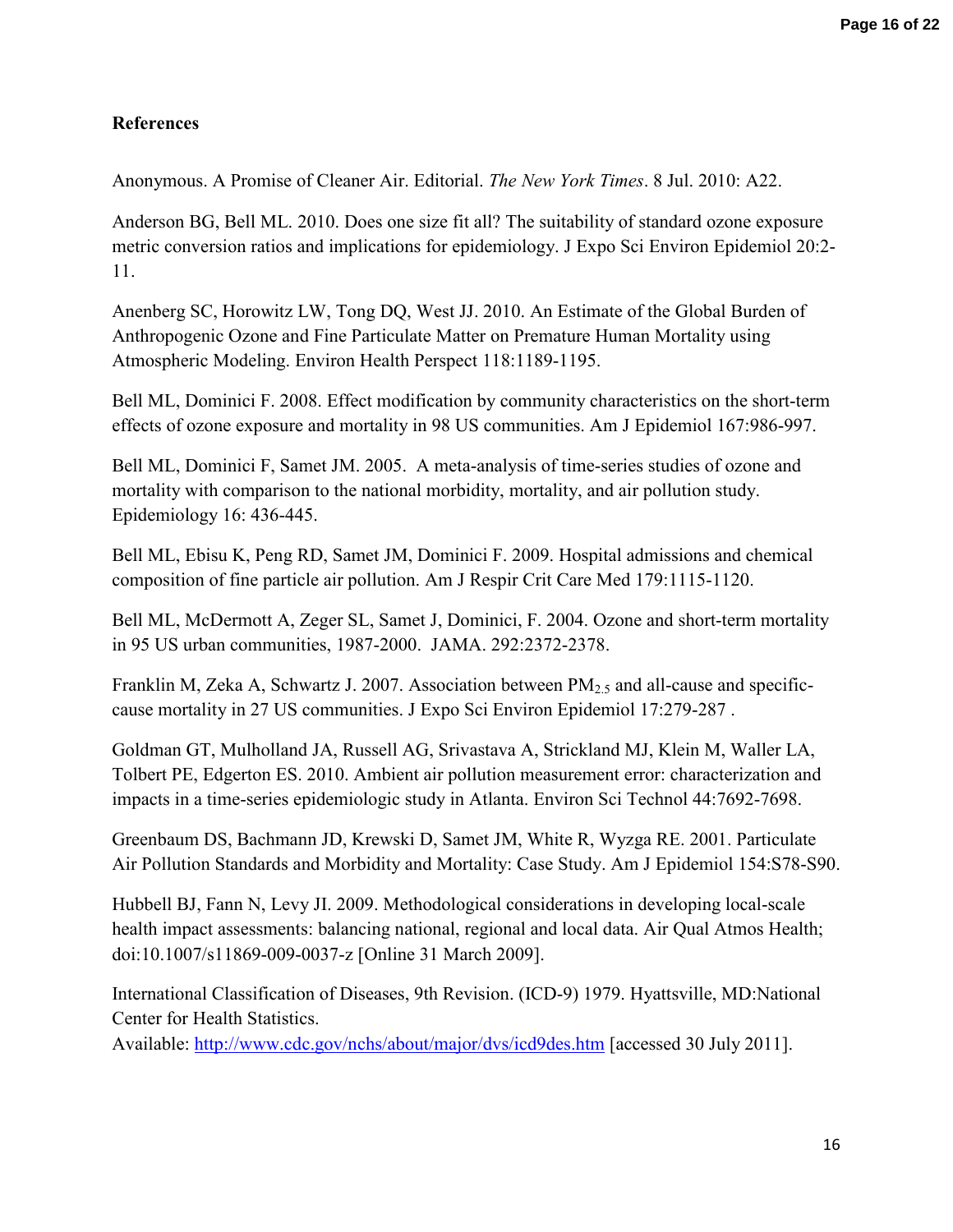**References**

Anonymous. A Promise of Cleaner Air. Editorial. *The New York Times*. 8 Jul. 2010: A22.

Anderson BG, Bell ML. 2010. Does one size fit all? The suitability of standard ozone exposure metric conversion ratios and implications for epidemiology. J Expo Sci Environ Epidemiol 20:2-11.

Anenberg SC, Horowitz LW, Tong DQ, West JJ. 2010. An Estimate of the Global Burden of Anthropogenic Ozone and Fine Particulate Matter on Premature Human Mortality using Atmospheric Modeling. Environ Health Perspect 118:1189-1195.

Bell ML, Dominici F. 2008. Effect modification by community characteristics on the short-term effects of ozone exposure and mortality in 98 US communities. Am J Epidemiol 167:986-997.

Bell ML, Dominici F, Samet JM. 2005. A meta-analysis of time-series studies of ozone and mortality with comparison to the national morbidity, mortality, and air pollution study. Epidemiology 16: 436-445.

Bell ML, Ebisu K, Peng RD, Samet JM, Dominici F. 2009. Hospital admissions and chemical composition of fine particle air pollution. Am J Respir Crit Care Med 179:1115-1120.

Bell ML, McDermott A, Zeger SL, Samet J, Dominici, F. 2004. Ozone and short-term mortality in 95 US urban communities, 1987-2000. JAMA. 292:2372-2378.

Franklin M, Zeka A, Schwartz J. 2007. Association between $PM_{2.5}$ and all-cause and specific-cause mortality in 27 US communities. J Expo Sci Environ Epidemiol 17:279-287 .

Goldman GT, Mulholland JA, Russell AG, Srivastava A, Strickland MJ, Klein M, Waller LA, Tolbert PE, Edgerton ES. 2010. Ambient air pollution measurement error: characterization and impacts in a time-series epidemiologic study in Atlanta. Environ Sci Technol 44:7692-7698.

Greenbaum DS, Bachmann JD, Krewski D, Samet JM, White R, Wyzga RE. 2001. Particulate Air Pollution Standards and Morbidity and Mortality: Case Study. Am J Epidemiol 154:S78-S90.

Hubbell BJ, Fann N, Levy JI. 2009. Methodological considerations in developing local-scale health impact assessments: balancing national, regional and local data. Air Qual Atmos Health; doi:10.1007/s11869-009-0037-z [Online 31 March 2009].

International Classification of Diseases, 9th Revision. (ICD-9) 1979. Hyattsville, MD:National Center for Health Statistics.
Available: http://www.cdc.gov/nchs/about/major/dvs/icd9des.htm [accessed 30 July 2011].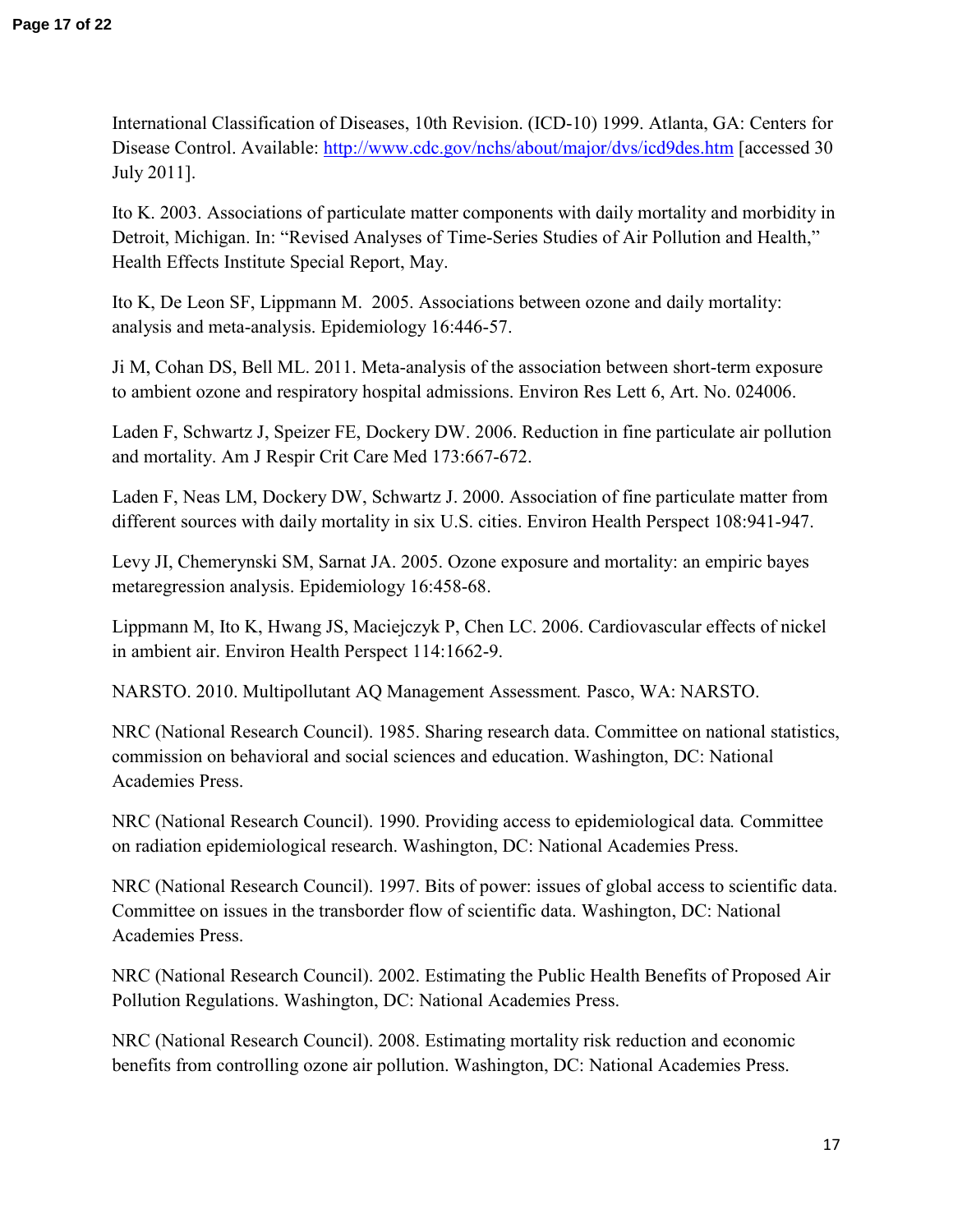International Classification of Diseases, 10th Revision. (ICD-10) 1999. Atlanta, GA: Centers for Disease Control. Available: http://www.cdc.gov/nchs/about/major/dvs/icd9des.htm [accessed 30 July 2011].

Ito K. 2003. Associations of particulate matter components with daily mortality and morbidity in Detroit, Michigan. In: "Revised Analyses of Time-Series Studies of Air Pollution and Health," Health Effects Institute Special Report, May.

Ito K, De Leon SF, Lippmann M. 2005. Associations between ozone and daily mortality: analysis and meta-analysis. Epidemiology 16:446-57.

Ji M, Cohan DS, Bell ML. 2011. Meta-analysis of the association between short-term exposure to ambient ozone and respiratory hospital admissions. Environ Res Lett 6, Art. No. 024006.

Laden F, Schwartz J, Speizer FE, Dockery DW. 2006. Reduction in fine particulate air pollution and mortality. Am J Respir Crit Care Med 173:667-672.

Laden F, Neas LM, Dockery DW, Schwartz J. 2000. Association of fine particulate matter from different sources with daily mortality in six U.S. cities. Environ Health Perspect 108:941-947.

Levy JI, Chemerynski SM, Sarnat JA. 2005. Ozone exposure and mortality: an empiric bayes metaregression analysis. Epidemiology 16:458-68.

Lippmann M, Ito K, Hwang JS, Maciejczyk P, Chen LC. 2006. Cardiovascular effects of nickel in ambient air. Environ Health Perspect 114:1662-9.

NARSTO. 2010. Multipollutant AQ Management Assessment*.* Pasco, WA: NARSTO.

NRC (National Research Council). 1985. Sharing research data. Committee on national statistics, commission on behavioral and social sciences and education. Washington, DC: National Academies Press.

NRC (National Research Council). 1990. Providing access to epidemiological data*.* Committee on radiation epidemiological research. Washington, DC: National Academies Press.

NRC (National Research Council). 1997. Bits of power: issues of global access to scientific data. Committee on issues in the transborder flow of scientific data. Washington, DC: National Academies Press.

NRC (National Research Council). 2002. Estimating the Public Health Benefits of Proposed Air Pollution Regulations. Washington, DC: National Academies Press.

NRC (National Research Council). 2008. Estimating mortality risk reduction and economic benefits from controlling ozone air pollution. Washington, DC: National Academies Press.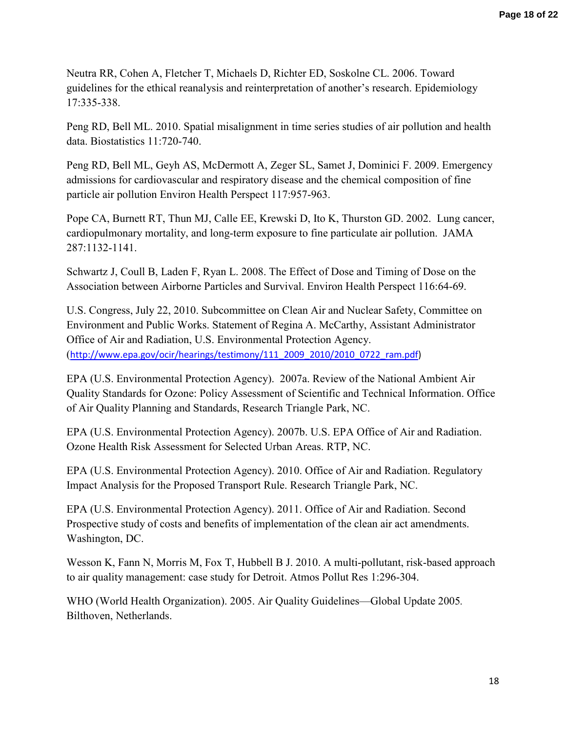Neutra RR, Cohen A, Fletcher T, Michaels D, Richter ED, Soskolne CL. 2006. Toward guidelines for the ethical reanalysis and reinterpretation of another's research. Epidemiology 17:335-338.

Peng RD, Bell ML. 2010. Spatial misalignment in time series studies of air pollution and health data. Biostatistics 11:720-740.

Peng RD, Bell ML, Geyh AS, McDermott A, Zeger SL, Samet J, Dominici F. 2009. Emergency admissions for cardiovascular and respiratory disease and the chemical composition of fine particle air pollution Environ Health Perspect 117:957-963.

Pope CA, Burnett RT, Thun MJ, Calle EE, Krewski D, Ito K, Thurston GD. 2002. Lung cancer, cardiopulmonary mortality, and long-term exposure to fine particulate air pollution. JAMA 287:1132-1141.

Schwartz J, Coull B, Laden F, Ryan L. 2008. The Effect of Dose and Timing of Dose on the Association between Airborne Particles and Survival. Environ Health Perspect 116:64-69.

U.S. Congress, July 22, 2010. Subcommittee on Clean Air and Nuclear Safety, Committee on Environment and Public Works. Statement of Regina A. McCarthy, Assistant Administrator Office of Air and Radiation, U.S. Environmental Protection Agency. (http://www.epa.gov/ocir/hearings/testimony/111_2009_2010/2010_0722_ram.pdf)

EPA (U.S. Environmental Protection Agency). 2007a. Review of the National Ambient Air Quality Standards for Ozone: Policy Assessment of Scientific and Technical Information. Office of Air Quality Planning and Standards, Research Triangle Park, NC.

EPA (U.S. Environmental Protection Agency). 2007b. U.S. EPA Office of Air and Radiation. Ozone Health Risk Assessment for Selected Urban Areas. RTP, NC.

EPA (U.S. Environmental Protection Agency). 2010. Office of Air and Radiation. Regulatory Impact Analysis for the Proposed Transport Rule. Research Triangle Park, NC.

EPA (U.S. Environmental Protection Agency). 2011. Office of Air and Radiation. Second Prospective study of costs and benefits of implementation of the clean air act amendments. Washington, DC.

Wesson K, Fann N, Morris M, Fox T, Hubbell B J. 2010. A multi-pollutant, risk-based approach to air quality management: case study for Detroit. Atmos Pollut Res 1:296-304.

WHO (World Health Organization). 2005. Air Quality Guidelines—Global Update 2005. Bilthoven, Netherlands.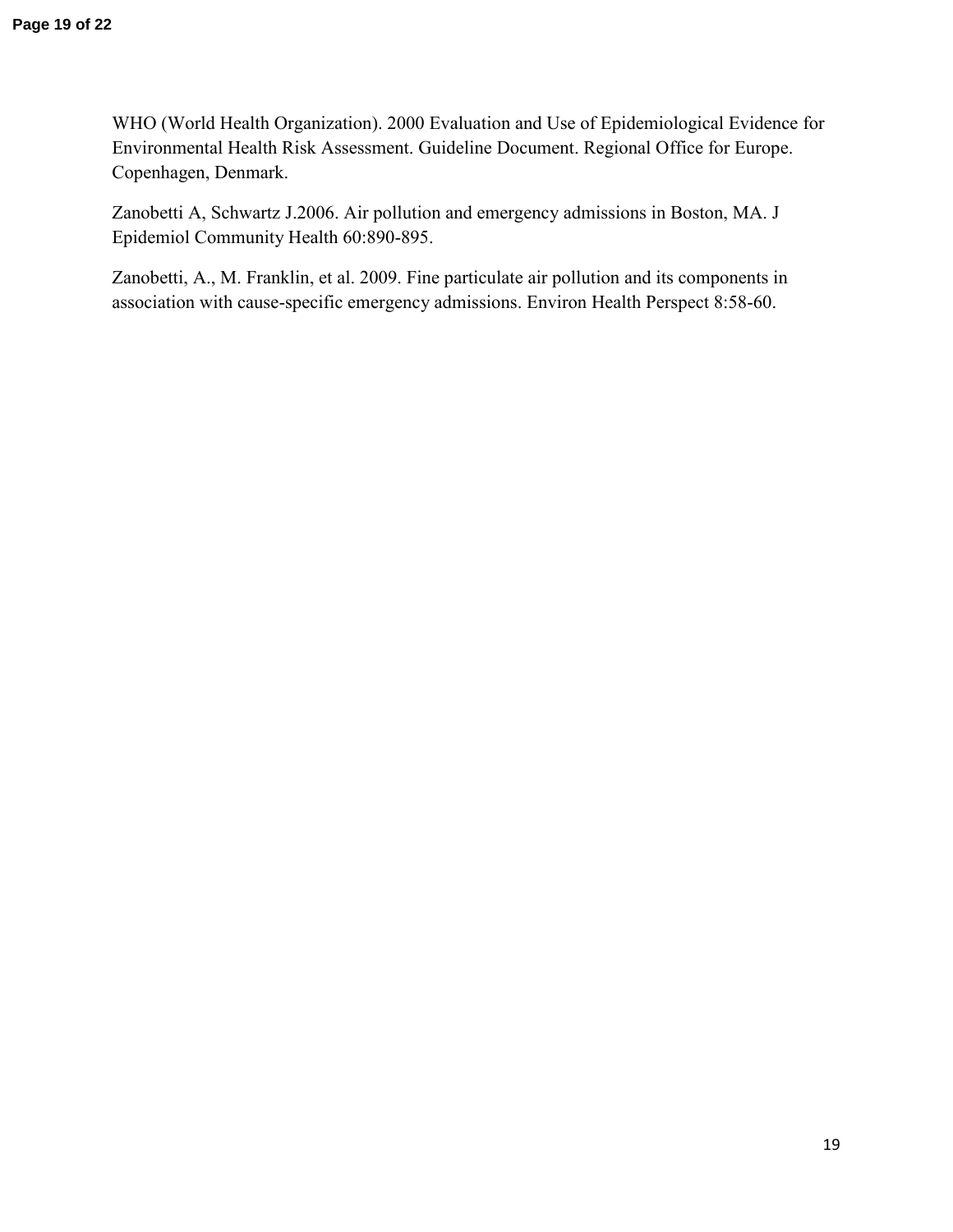WHO (World Health Organization). 2000 Evaluation and Use of Epidemiological Evidence for Environmental Health Risk Assessment. Guideline Document. Regional Office for Europe. Copenhagen, Denmark.

Zanobetti A, Schwartz J.2006. Air pollution and emergency admissions in Boston, MA. J Epidemiol Community Health 60:890-895.

Zanobetti, A., M. Franklin, et al. 2009. Fine particulate air pollution and its components in association with cause-specific emergency admissions. Environ Health Perspect 8:58-60.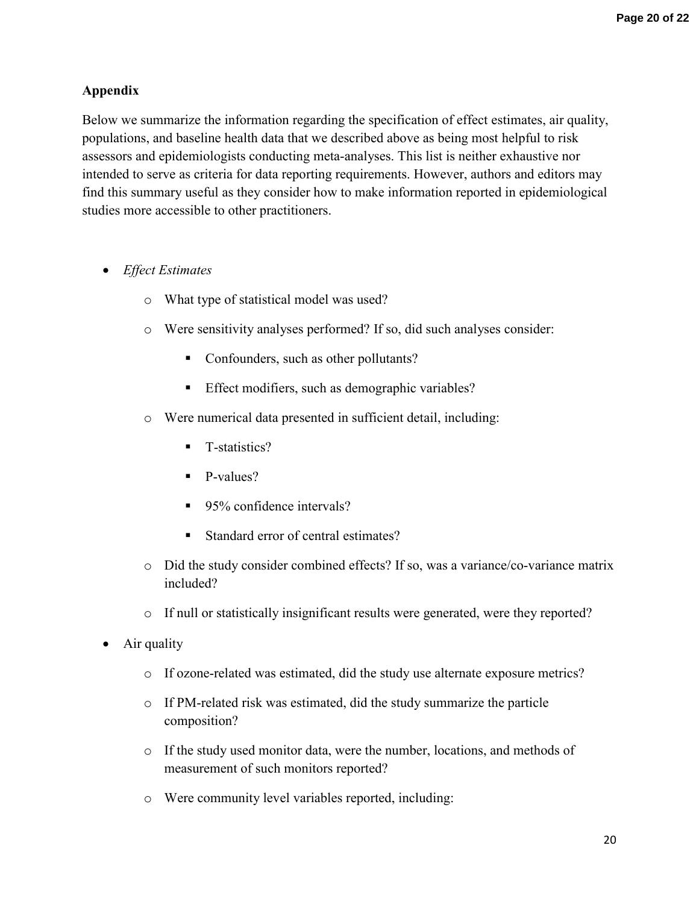**Appendix**

Below we summarize the information regarding the specification of effect estimates, air quality, populations, and baseline health data that we described above as being most helpful to risk assessors and epidemiologists conducting meta-analyses. This list is neither exhaustive nor intended to serve as criteria for data reporting requirements. However, authors and editors may find this summary useful as they consider how to make information reported in epidemiological studies more accessible to other practitioners.

- *Effect Estimates*
    - What type of statistical model was used?
    - Were sensitivity analyses performed? If so, did such analyses consider:
        - Confounders, such as other pollutants?
        - Effect modifiers, such as demographic variables?
    - Were numerical data presented in sufficient detail, including:
        - T-statistics?
        - P-values?
        - 95% confidence intervals?
        - Standard error of central estimates?
    - Did the study consider combined effects? If so, was a variance/co-variance matrix included?
    - If null or statistically insignificant results were generated, were they reported?
- Air quality
    - If ozone-related was estimated, did the study use alternate exposure metrics?
    - If PM-related risk was estimated, did the study summarize the particle composition?
    - If the study used monitor data, were the number, locations, and methods of measurement of such monitors reported?
    - Were community level variables reported, including: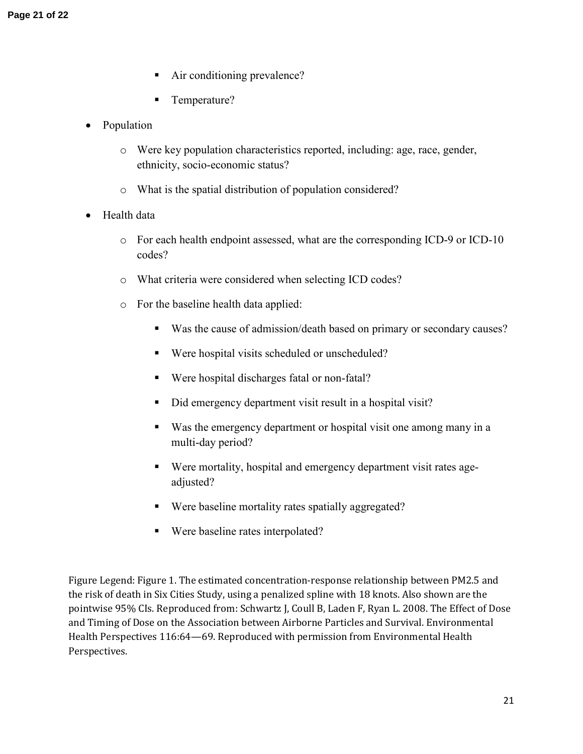- Air conditioning prevalence?
        - Temperature?

- Population
    - Were key population characteristics reported, including: age, race, gender, ethnicity, socio-economic status?
    - What is the spatial distribution of population considered?

- Health data
    - For each health endpoint assessed, what are the corresponding ICD-9 or ICD-10 codes?
    - What criteria were considered when selecting ICD codes?
    - For the baseline health data applied:
        - Was the cause of admission/death based on primary or secondary causes?
        - Were hospital visits scheduled or unscheduled?
        - Were hospital discharges fatal or non-fatal?
        - Did emergency department visit result in a hospital visit?
        - Was the emergency department or hospital visit one among many in a multi-day period?
        - Were mortality, hospital and emergency department visit rates age-adjusted?
        - Were baseline mortality rates spatially aggregated?
        - Were baseline rates interpolated?

Figure Legend: Figure 1. The estimated concentration-response relationship between PM2.5 and the risk of death in Six Cities Study, using a penalized spline with 18 knots. Also shown are the pointwise 95% CIs. Reproduced from: Schwartz J, Coull B, Laden F, Ryan L. 2008. The Effect of Dose and Timing of Dose on the Association between Airborne Particles and Survival. Environmental Health Perspectives 116:64—69. Reproduced with permission from Environmental Health Perspectives.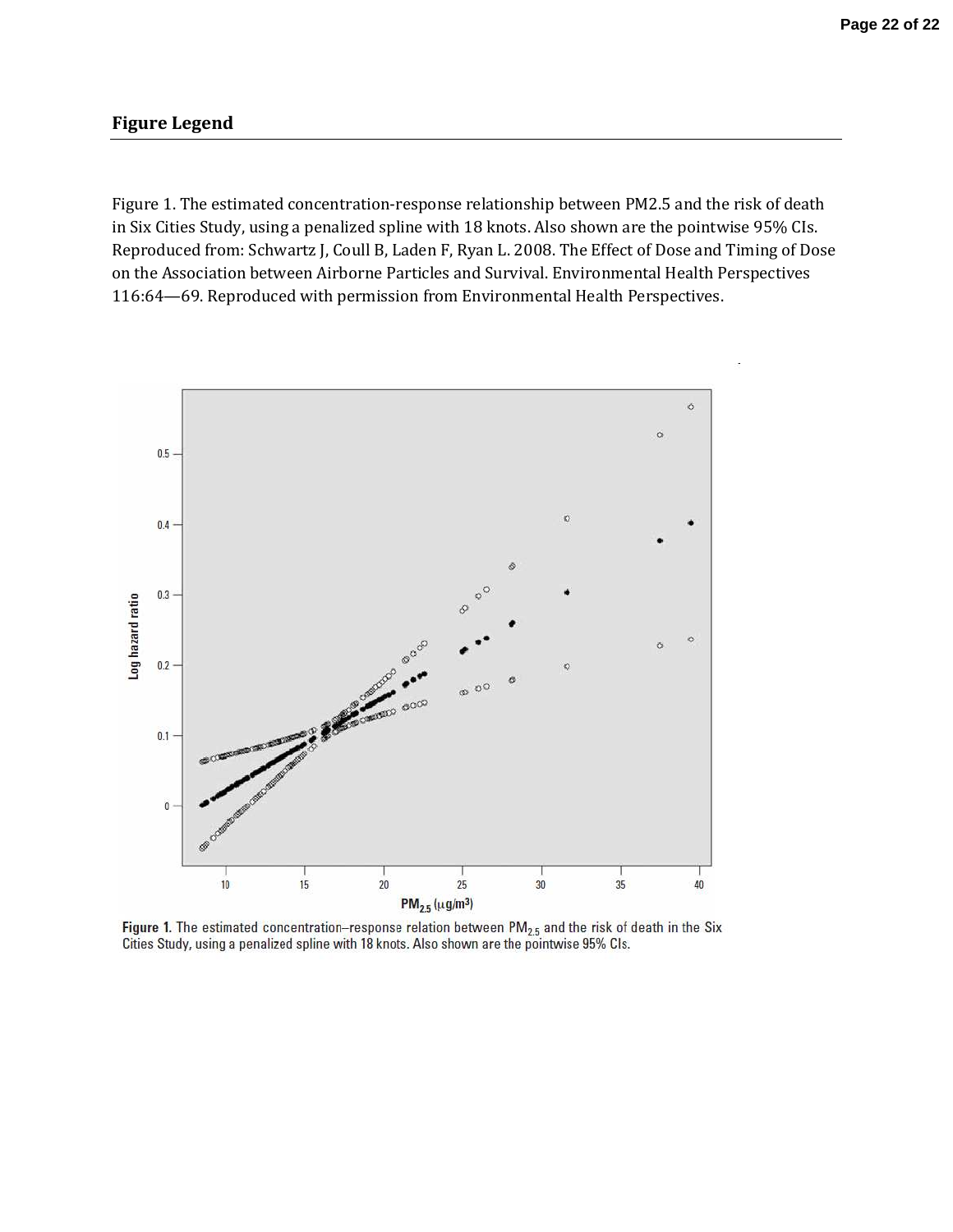## Figure Legend

Figure 1. The estimated concentration-response relationship between PM2.5 and the risk of death in Six Cities Study, using a penalized spline with 18 knots. Also shown are the pointwise 95% CIs. Reproduced from: Schwartz J, Coull B, Laden F, Ryan L. 2008. The Effect of Dose and Timing of Dose on the Association between Airborne Particles and Survival. Environmental Health Perspectives 116:64—69. Reproduced with permission from Environmental Health Perspectives.

Log hazard ratio

0.5

0.4

0.3

0.2

0.1

0

10

15

20

25

30

35

40

$PM_{2.5}$ (μg/m³)

**Figure 1.** The estimated concentration–response relation between $PM_{2.5}$ and the risk of death in the Six Cities Study, using a penalized spline with 18 knots. Also shown are the pointwise 95% CIs.